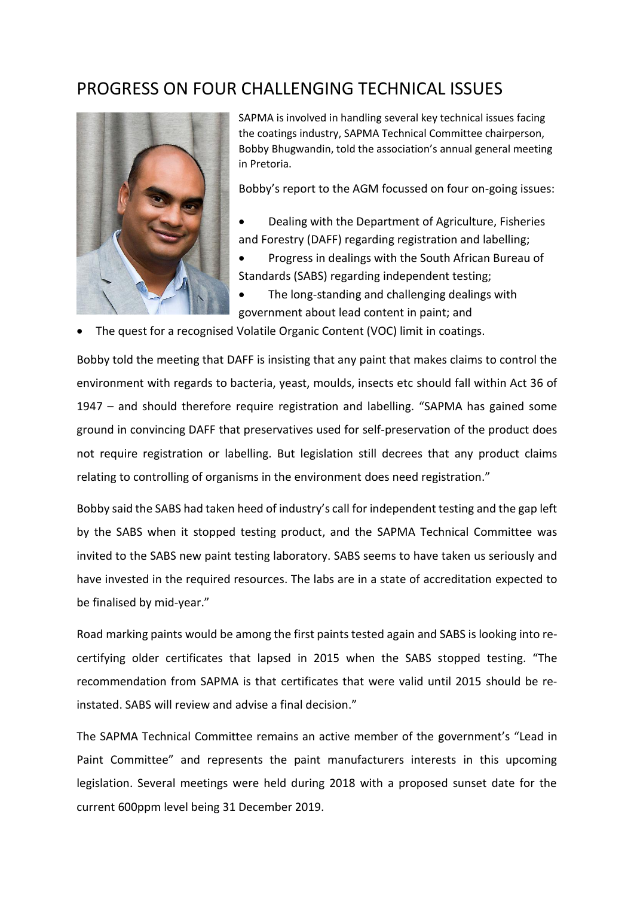# PROGRESS ON FOUR CHALLENGING TECHNICAL ISSUES

SAPMA is involved in handling several key technical issues facing the coatings industry, SAPMA Technical Committee chairperson, Bobby Bhugwandin, told the association's annual general meeting in Pretoria.

Bobby's report to the AGM focussed on four on-going issues:

- Dealing with the Department of Agriculture, Fisheries and Forestry (DAFF) regarding registration and labelling;
- Progress in dealings with the South African Bureau of Standards (SABS) regarding independent testing;
- The long-standing and challenging dealings with government about lead content in paint; and
- The quest for a recognised Volatile Organic Content (VOC) limit in coatings.

Bobby told the meeting that DAFF is insisting that any paint that makes claims to control the environment with regards to bacteria, yeast, moulds, insects etc should fall within Act 36 of 1947 – and should therefore require registration and labelling. "SAPMA has gained some ground in convincing DAFF that preservatives used for self-preservation of the product does not require registration or labelling. But legislation still decrees that any product claims relating to controlling of organisms in the environment does need registration."

Bobby said the SABS had taken heed of industry's call for independent testing and the gap left by the SABS when it stopped testing product, and the SAPMA Technical Committee was invited to the SABS new paint testing laboratory. SABS seems to have taken us seriously and have invested in the required resources. The labs are in a state of accreditation expected to be finalised by mid-year."

Road marking paints would be among the first paints tested again and SABS is looking into re-certifying older certificates that lapsed in 2015 when the SABS stopped testing. "The recommendation from SAPMA is that certificates that were valid until 2015 should be re-instated. SABS will review and advise a final decision."

The SAPMA Technical Committee remains an active member of the government's "Lead in Paint Committee" and represents the paint manufacturers interests in this upcoming legislation. Several meetings were held during 2018 with a proposed sunset date for the current 600ppm level being 31 December 2019.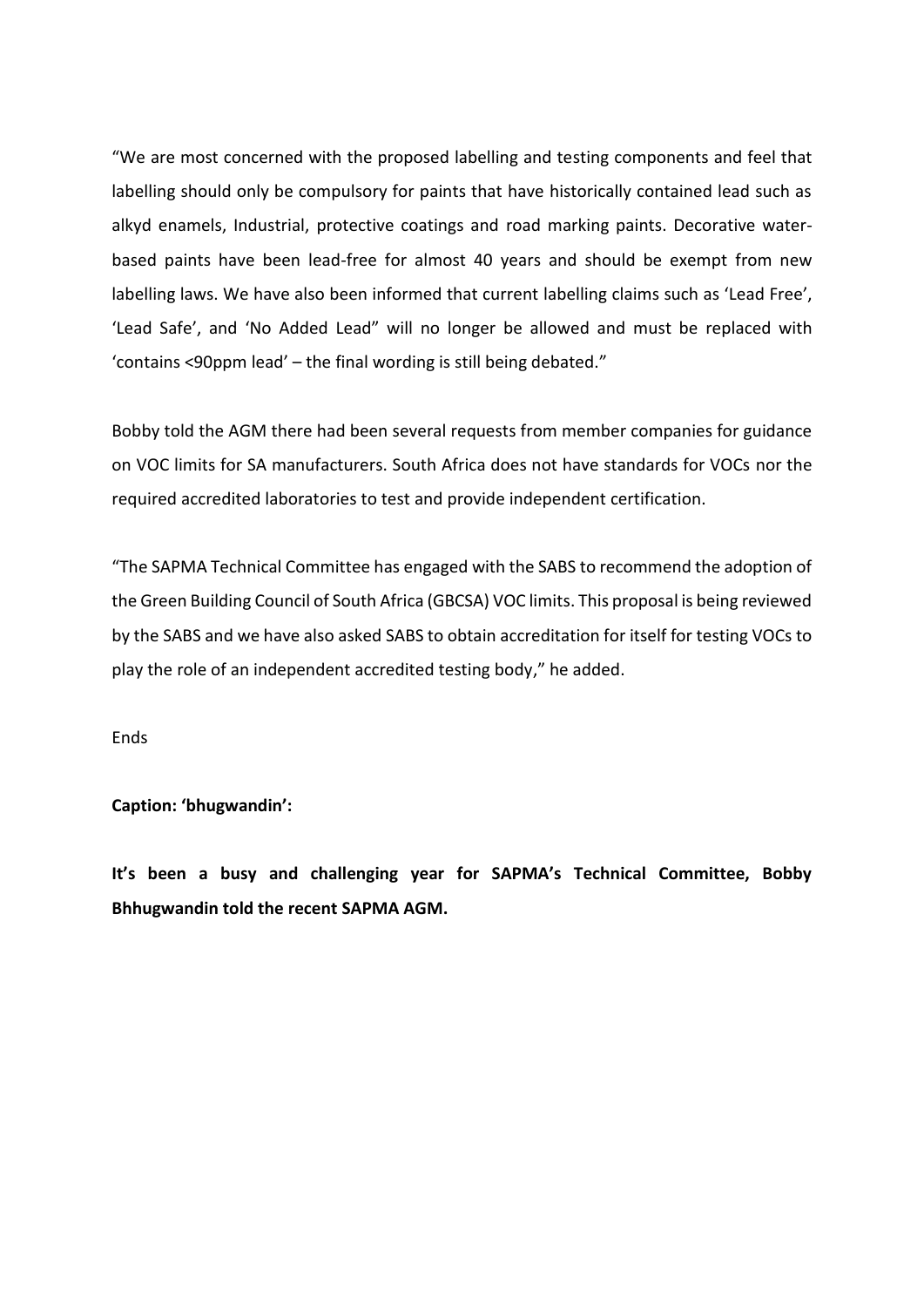"We are most concerned with the proposed labelling and testing components and feel that labelling should only be compulsory for paints that have historically contained lead such as alkyd enamels, Industrial, protective coatings and road marking paints. Decorative water-based paints have been lead-free for almost 40 years and should be exempt from new labelling laws. We have also been informed that current labelling claims such as 'Lead Free', 'Lead Safe', and 'No Added Lead" will no longer be allowed and must be replaced with 'contains <90ppm lead' – the final wording is still being debated."

Bobby told the AGM there had been several requests from member companies for guidance on VOC limits for SA manufacturers. South Africa does not have standards for VOCs nor the required accredited laboratories to test and provide independent certification.

"The SAPMA Technical Committee has engaged with the SABS to recommend the adoption of the Green Building Council of South Africa (GBCSA) VOC limits. This proposal is being reviewed by the SABS and we have also asked SABS to obtain accreditation for itself for testing VOCs to play the role of an independent accredited testing body," he added.

Ends

**Caption: 'bhugwandin':**

**It's been a busy and challenging year for SAPMA's Technical Committee, Bobby Bhhugwandin told the recent SAPMA AGM.**